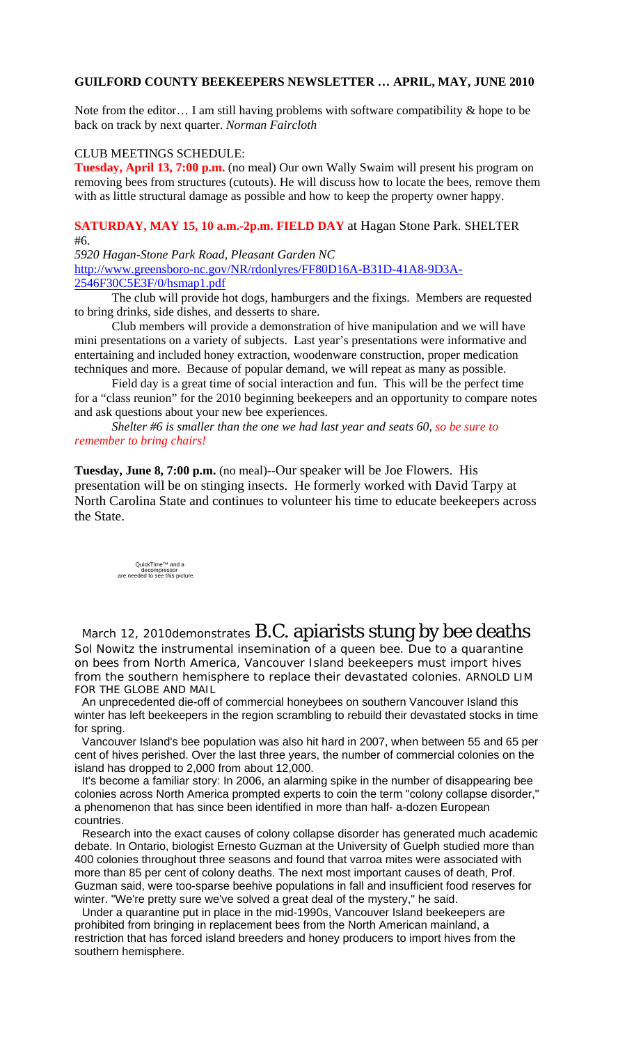# GUILFORD COUNTY BEEKEEPERS NEWSLETTER … APRIL, MAY, JUNE 2010

Note from the editor… I am still having problems with software compatibility & hope to be back on track by next quarter. *Norman Faircloth*

CLUB MEETINGS SCHEDULE:

**Tuesday, April 13, 7:00 p.m.** (no meal) Our own Wally Swaim will present his program on removing bees from structures (cutouts). He will discuss how to locate the bees, remove them with as little structural damage as possible and how to keep the property owner happy.

**SATURDAY, MAY 15, 10 a.m.-2p.m. FIELD DAY** at Hagan Stone Park. SHELTER #6.

*5920 Hagan-Stone Park Road, Pleasant Garden NC*
http://www.greensboro-nc.gov/NR/rdonlyres/FF80D16A-B31D-41A8-9D3A-2546F30C5E3F/0/hsmap1.pdf

The club will provide hot dogs, hamburgers and the fixings. Members are requested to bring drinks, side dishes, and desserts to share.

Club members will provide a demonstration of hive manipulation and we will have mini presentations on a variety of subjects. Last year's presentations were informative and entertaining and included honey extraction, woodenware construction, proper medication techniques and more. Because of popular demand, we will repeat as many as possible.

Field day is a great time of social interaction and fun. This will be the perfect time for a "class reunion" for the 2010 beginning beekeepers and an opportunity to compare notes and ask questions about your new bee experiences.

*Shelter #6 is smaller than the one we had last year and seats 60, so be sure to remember to bring chairs!*

**Tuesday, June 8, 7:00 p.m.** (no meal)--Our speaker will be Joe Flowers. His presentation will be on stinging insects. He formerly worked with David Tarpy at North Carolina State and continues to volunteer his time to educate beekeepers across the State.

QuickTime™ and a decompressor are needed to see this picture.

March 12, 2010

## B.C. apiarists stung by bee deaths

Sol Nowitz demonstrates the instrumental insemination of a queen bee. Due to a quarantine on bees from North America, Vancouver Island beekeepers must import hives from the southern hemisphere to replace their devastated colonies. ARNOLD LIM FOR THE GLOBE AND MAIL

An unprecedented die-off of commercial honeybees on southern Vancouver Island this winter has left beekeepers in the region scrambling to rebuild their devastated stocks in time for spring.

Vancouver Island's bee population was also hit hard in 2007, when between 55 and 65 per cent of hives perished. Over the last three years, the number of commercial colonies on the island has dropped to 2,000 from about 12,000.

It's become a familiar story: In 2006, an alarming spike in the number of disappearing bee colonies across North America prompted experts to coin the term "colony collapse disorder," a phenomenon that has since been identified in more than half- a-dozen European countries.

Research into the exact causes of colony collapse disorder has generated much academic debate. In Ontario, biologist Ernesto Guzman at the University of Guelph studied more than 400 colonies throughout three seasons and found that varroa mites were associated with more than 85 per cent of colony deaths. The next most important causes of death, Prof. Guzman said, were too-sparse beehive populations in fall and insufficient food reserves for winter. "We're pretty sure we've solved a great deal of the mystery," he said.

Under a quarantine put in place in the mid-1990s, Vancouver Island beekeepers are prohibited from bringing in replacement bees from the North American mainland, a restriction that has forced island breeders and honey producers to import hives from the southern hemisphere.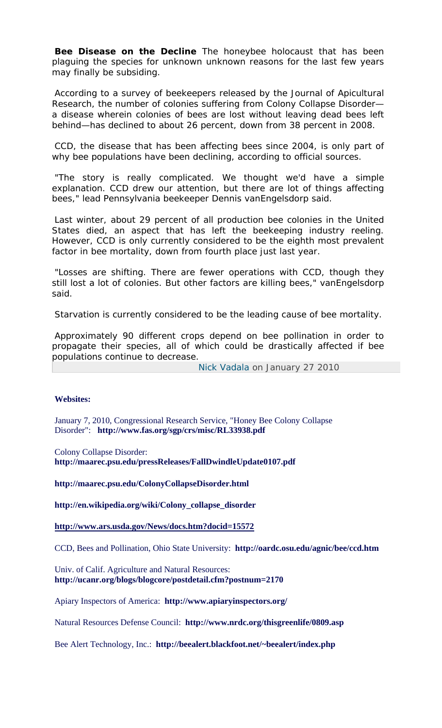**Bee Disease on the Decline** The honeybee holocaust that has been plaguing the species for unknown unknown reasons for the last few years may finally be subsiding.

According to a survey of beekeepers released by the Journal of Apicultural Research, the number of colonies suffering from Colony Collapse Disorder—a disease wherein colonies of bees are lost without leaving dead bees left behind—has declined to about 26 percent, down from 38 percent in 2008.

CCD, the disease that has been affecting bees since 2004, is only part of why bee populations have been declining, according to official sources.

"The story is really complicated. We thought we'd have a simple explanation. CCD drew our attention, but there are lot of things affecting bees," lead Pennsylvania beekeeper Dennis vanEngelsdorp said.

Last winter, about 29 percent of all production bee colonies in the United States died, an aspect that has left the beekeeping industry reeling. However, CCD is only currently considered to be the eighth most prevalent factor in bee mortality, down from fourth place just last year.

"Losses are shifting. There are fewer operations with CCD, though they still lost a lot of colonies. But other factors are killing bees," vanEngelsdorp said.

Starvation is currently considered to be the leading cause of bee mortality.

Approximately 90 different crops depend on bee pollination in order to propagate their species, all of which could be drastically affected if bee populations continue to decrease.

Nick Vadala on January 27 2010

**Websites:**

January 7, 2010, Congressional Research Service, "Honey Bee Colony Collapse Disorder": **http://www.fas.org/sgp/crs/misc/RL33938.pdf**

Colony Collapse Disorder:
**http://maarec.psu.edu/pressReleases/FallDwindleUpdate0107.pdf**

**http://maarec.psu.edu/ColonyCollapseDisorder.html**

**http://en.wikipedia.org/wiki/Colony_collapse_disorder**

**http://www.ars.usda.gov/News/docs.htm?docid=15572**

CCD, Bees and Pollination, Ohio State University: **http://oardc.osu.edu/agnic/bee/ccd.htm**

Univ. of Calif. Agriculture and Natural Resources:
**http://ucanr.org/blogs/blogcore/postdetail.cfm?postnum=2170**

Apiary Inspectors of America: **http://www.apiaryinspectors.org/**

Natural Resources Defense Council: **http://www.nrdc.org/thisgreenlife/0809.asp**

Bee Alert Technology, Inc.: **http://beealert.blackfoot.net/~beealert/index.php**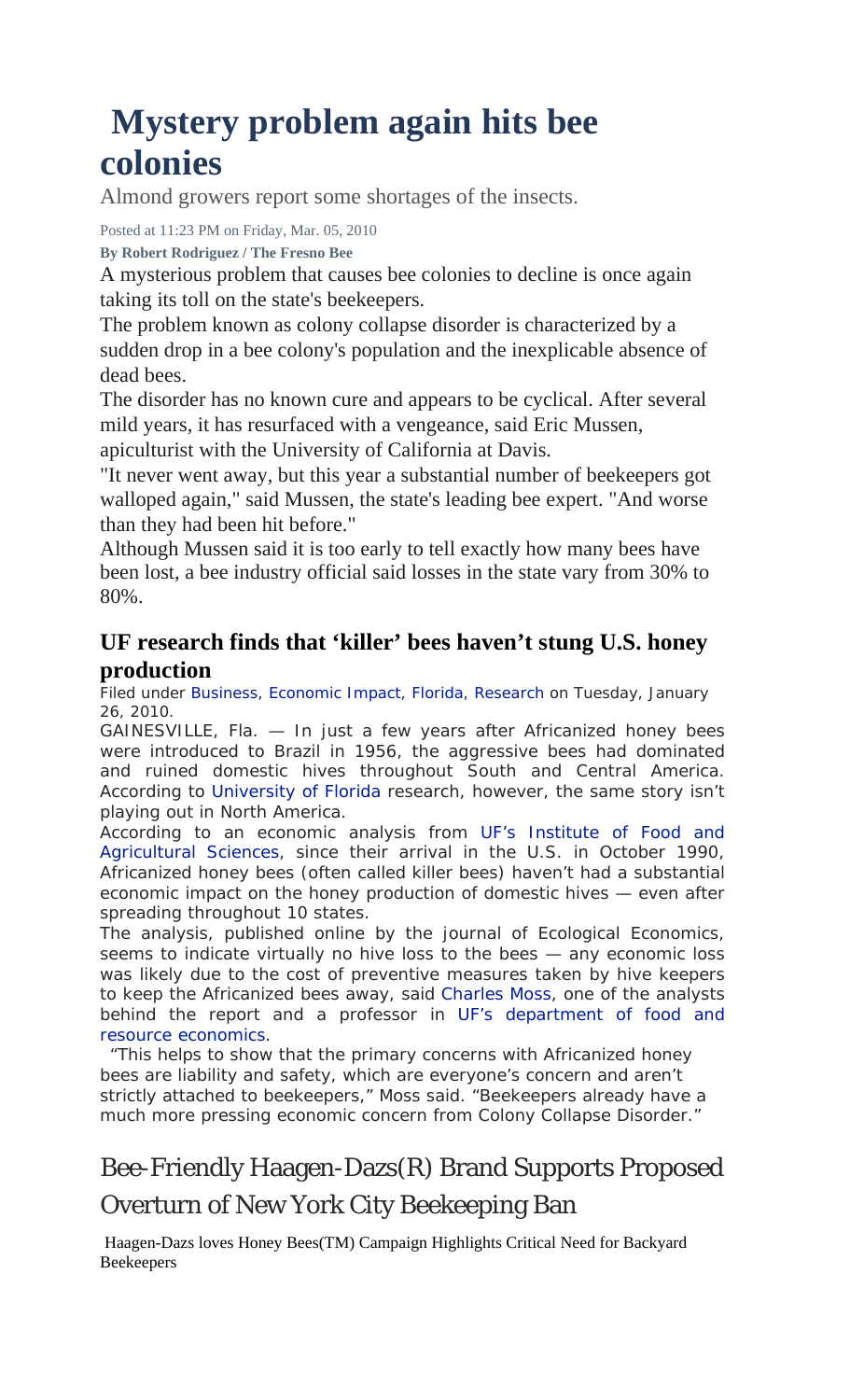# Mystery problem again hits bee colonies

Almond growers report some shortages of the insects.

Posted at 11:23 PM on Friday, Mar. 05, 2010

**By Robert Rodriguez / The Fresno Bee**

A mysterious problem that causes bee colonies to decline is once again taking its toll on the state's beekeepers.

The problem known as colony collapse disorder is characterized by a sudden drop in a bee colony's population and the inexplicable absence of dead bees.

The disorder has no known cure and appears to be cyclical. After several mild years, it has resurfaced with a vengeance, said Eric Mussen, apiculturist with the University of California at Davis.

"It never went away, but this year a substantial number of beekeepers got walloped again," said Mussen, the state's leading bee expert. "And worse than they had been hit before."

Although Mussen said it is too early to tell exactly how many bees have been lost, a bee industry official said losses in the state vary from 30% to 80%.

## UF research finds that 'killer' bees haven't stung U.S. honey production

Filed under Business, Economic Impact, Florida, Research on Tuesday, January 26, 2010.

GAINESVILLE, Fla. — In just a few years after Africanized honey bees were introduced to Brazil in 1956, the aggressive bees had dominated and ruined domestic hives throughout South and Central America. According to University of Florida research, however, the same story isn't playing out in North America.

According to an economic analysis from UF's Institute of Food and Agricultural Sciences, since their arrival in the U.S. in October 1990, Africanized honey bees (often called killer bees) haven't had a substantial economic impact on the honey production of domestic hives — even after spreading throughout 10 states.

The analysis, published online by the journal of Ecological Economics, seems to indicate virtually no hive loss to the bees — any economic loss was likely due to the cost of preventive measures taken by hive keepers to keep the Africanized bees away, said Charles Moss, one of the analysts behind the report and a professor in UF's department of food and resource economics.

"This helps to show that the primary concerns with Africanized honey bees are liability and safety, which are everyone's concern and aren't strictly attached to beekeepers," Moss said. "Beekeepers already have a much more pressing economic concern from Colony Collapse Disorder."

## Bee-Friendly Haagen-Dazs(R) Brand Supports Proposed Overturn of New York City Beekeeping Ban

Haagen-Dazs loves Honey Bees(TM) Campaign Highlights Critical Need for Backyard Beekeepers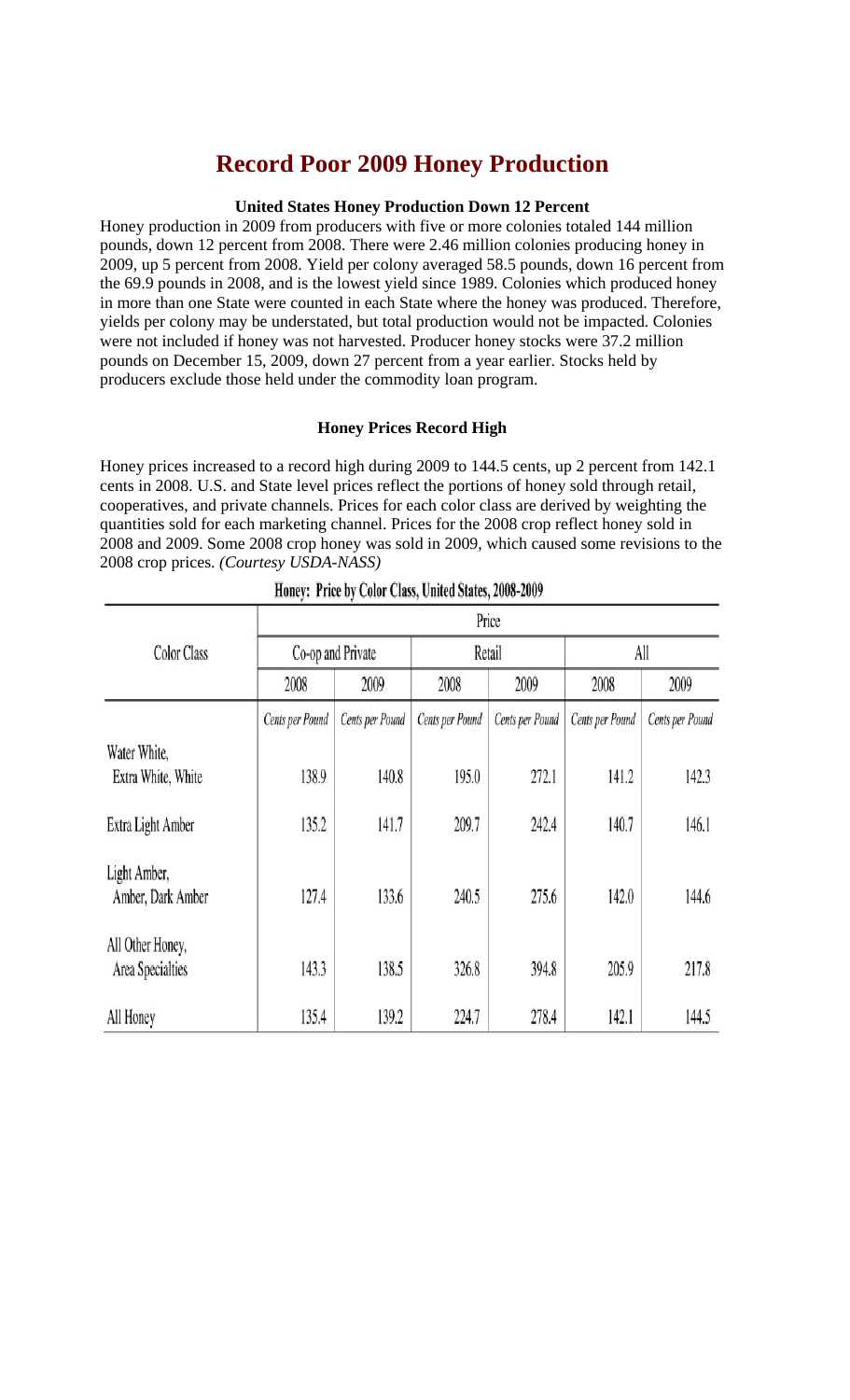# Record Poor 2009 Honey Production

### United States Honey Production Down 12 Percent

Honey production in 2009 from producers with five or more colonies totaled 144 million pounds, down 12 percent from 2008. There were 2.46 million colonies producing honey in 2009, up 5 percent from 2008. Yield per colony averaged 58.5 pounds, down 16 percent from the 69.9 pounds in 2008, and is the lowest yield since 1989. Colonies which produced honey in more than one State were counted in each State where the honey was produced. Therefore, yields per colony may be understated, but total production would not be impacted. Colonies were not included if honey was not harvested. Producer honey stocks were 37.2 million pounds on December 15, 2009, down 27 percent from a year earlier. Stocks held by producers exclude those held under the commodity loan program.

### Honey Prices Record High

Honey prices increased to a record high during 2009 to 144.5 cents, up 2 percent from 142.1 cents in 2008. U.S. and State level prices reflect the portions of honey sold through retail, cooperatives, and private channels. Prices for each color class are derived by weighting the quantities sold for each marketing channel. Prices for the 2008 crop reflect honey sold in 2008 and 2009. Some 2008 crop honey was sold in 2009, which caused some revisions to the 2008 crop prices. *(Courtesy USDA-NASS)*

**Honey: Price by Color Class, United States, 2008-2009**

| Color Class | Price | | | | | |
|---|---|---|---|---|---|---|
| | Co-op and Private | | Retail | | All | |
| | 2008 | 2009 | 2008 | 2009 | 2008 | 2009 |
| | Cents per Pound | Cents per Pound | Cents per Pound | Cents per Pound | Cents per Pound | Cents per Pound |
| Water White, Extra White, White | 138.9 | 140.8 | 195.0 | 272.1 | 141.2 | 142.3 |
| Extra Light Amber | 135.2 | 141.7 | 209.7 | 242.4 | 140.7 | 146.1 |
| Light Amber, Amber, Dark Amber | 127.4 | 133.6 | 240.5 | 275.6 | 142.0 | 144.6 |
| All Other Honey, Area Specialties | 143.3 | 138.5 | 326.8 | 394.8 | 205.9 | 217.8 |
| All Honey | 135.4 | 139.2 | 224.7 | 278.4 | 142.1 | 144.5 |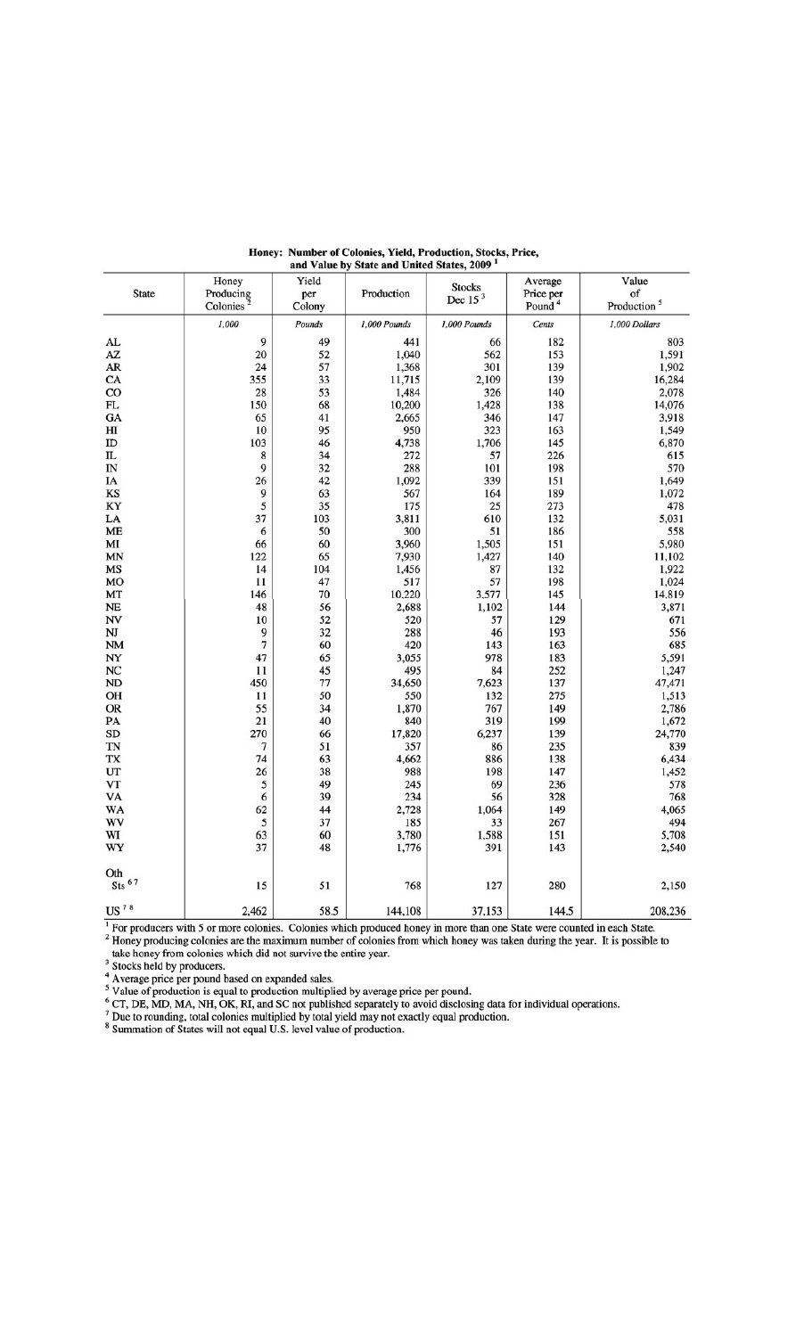**Honey: Number of Colonies, Yield, Production, Stocks, Price, and Value by State and United States, 2009** [1]

| State | Honey Producing Colonies [2] | Yield per Colony | Production | Stocks Dec 15 [3] | Average Price per Pound [4] | Value of Production [5] |
|---|---|---|---|---|---|---|
| | 1,000 | Pounds | 1,000 Pounds | 1,000 Pounds | Cents | 1,000 Dollars |
| AL | 9 | 49 | 441 | 66 | 182 | 803 |
| AZ | 20 | 52 | 1,040 | 562 | 153 | 1,591 |
| AR | 24 | 57 | 1,368 | 301 | 139 | 1,902 |
| CA | 355 | 33 | 11,715 | 2,109 | 139 | 16,284 |
| CO | 28 | 53 | 1,484 | 326 | 140 | 2,078 |
| FL | 150 | 68 | 10,200 | 1,428 | 138 | 14,076 |
| GA | 65 | 41 | 2,665 | 346 | 147 | 3,918 |
| HI | 10 | 95 | 950 | 323 | 163 | 1,549 |
| ID | 103 | 46 | 4,738 | 1,706 | 145 | 6,870 |
| IL | 8 | 34 | 272 | 57 | 226 | 615 |
| IN | 9 | 32 | 288 | 101 | 198 | 570 |
| IA | 26 | 42 | 1,092 | 339 | 151 | 1,649 |
| KS | 9 | 63 | 567 | 164 | 189 | 1,072 |
| KY | 5 | 35 | 175 | 25 | 273 | 478 |
| LA | 37 | 103 | 3,811 | 610 | 132 | 5,031 |
| ME | 6 | 50 | 300 | 51 | 186 | 558 |
| MI | 66 | 60 | 3,960 | 1,505 | 151 | 5,980 |
| MN | 122 | 65 | 7,930 | 1,427 | 140 | 11,102 |
| MS | 14 | 104 | 1,456 | 87 | 132 | 1,922 |
| MO | 11 | 47 | 517 | 57 | 198 | 1,024 |
| MT | 146 | 70 | 10,220 | 3,577 | 145 | 14,819 |
| NE | 48 | 56 | 2,688 | 1,102 | 144 | 3,871 |
| NV | 10 | 52 | 520 | 57 | 129 | 671 |
| NJ | 9 | 32 | 288 | 46 | 193 | 556 |
| NM | 7 | 60 | 420 | 143 | 163 | 685 |
| NY | 47 | 65 | 3,055 | 978 | 183 | 5,591 |
| NC | 11 | 45 | 495 | 84 | 252 | 1,247 |
| ND | 450 | 77 | 34,650 | 7,623 | 137 | 47,471 |
| OH | 11 | 50 | 550 | 132 | 275 | 1,513 |
| OR | 55 | 34 | 1,870 | 767 | 149 | 2,786 |
| PA | 21 | 40 | 840 | 319 | 199 | 1,672 |
| SD | 270 | 66 | 17,820 | 6,237 | 139 | 24,770 |
| TN | 7 | 51 | 357 | 86 | 235 | 839 |
| TX | 74 | 63 | 4,662 | 886 | 138 | 6,434 |
| UT | 26 | 38 | 988 | 198 | 147 | 1,452 |
| VT | 5 | 49 | 245 | 69 | 236 | 578 |
| VA | 6 | 39 | 234 | 56 | 328 | 768 |
| WA | 62 | 44 | 2,728 | 1,064 | 149 | 4,065 |
| WV | 5 | 37 | 185 | 33 | 267 | 494 |
| WI | 63 | 60 | 3,780 | 1,588 | 151 | 5,708 |
| WY | 37 | 48 | 1,776 | 391 | 143 | 2,540 |
| Oth Sts [6,7] | 15 | 51 | 768 | 127 | 280 | 2,150 |
| US [7,8] | 2,462 | 58.5 | 144,108 | 37,153 | 144.5 | 208,236 |

[1] For producers with 5 or more colonies. Colonies which produced honey in more than one State were counted in each State.
[2] Honey producing colonies are the maximum number of colonies from which honey was taken during the year. It is possible to take honey from colonies which did not survive the entire year.
[3] Stocks held by producers.
[4] Average price per pound based on expanded sales.
[5] Value of production is equal to production multiplied by average price per pound.
[6] CT, DE, MD, MA, NH, OK, RI, and SC not published separately to avoid disclosing data for individual operations.
[7] Due to rounding, total colonies multiplied by total yield may not exactly equal production.
[8] Summation of States will not equal U.S. level value of production.